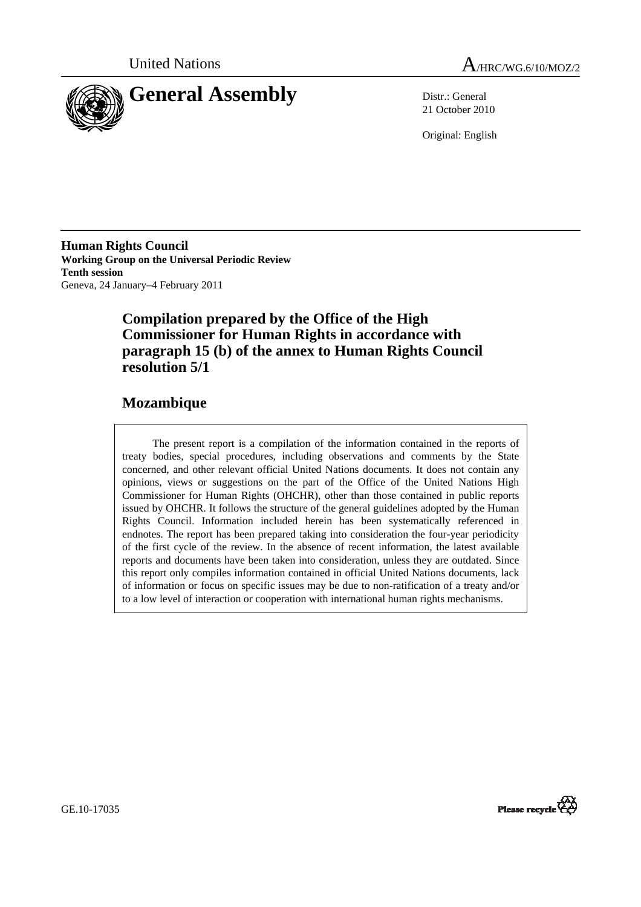United Nations

# A/HRC/WG.6/10/MOZ/2

# General Assembly

Distr.: General
21 October 2010

Original: English

**Human Rights Council**
**Working Group on the Universal Periodic Review**
**Tenth session**
Geneva, 24 January–4 February 2011

## Compilation prepared by the Office of the High Commissioner for Human Rights in accordance with paragraph 15 (b) of the annex to Human Rights Council resolution 5/1

## Mozambique

The present report is a compilation of the information contained in the reports of treaty bodies, special procedures, including observations and comments by the State concerned, and other relevant official United Nations documents. It does not contain any opinions, views or suggestions on the part of the Office of the United Nations High Commissioner for Human Rights (OHCHR), other than those contained in public reports issued by OHCHR. It follows the structure of the general guidelines adopted by the Human Rights Council. Information included herein has been systematically referenced in endnotes. The report has been prepared taking into consideration the four-year periodicity of the first cycle of the review. In the absence of recent information, the latest available reports and documents have been taken into consideration, unless they are outdated. Since this report only compiles information contained in official United Nations documents, lack of information or focus on specific issues may be due to non-ratification of a treaty and/or to a low level of interaction or cooperation with international human rights mechanisms.

GE.10-17035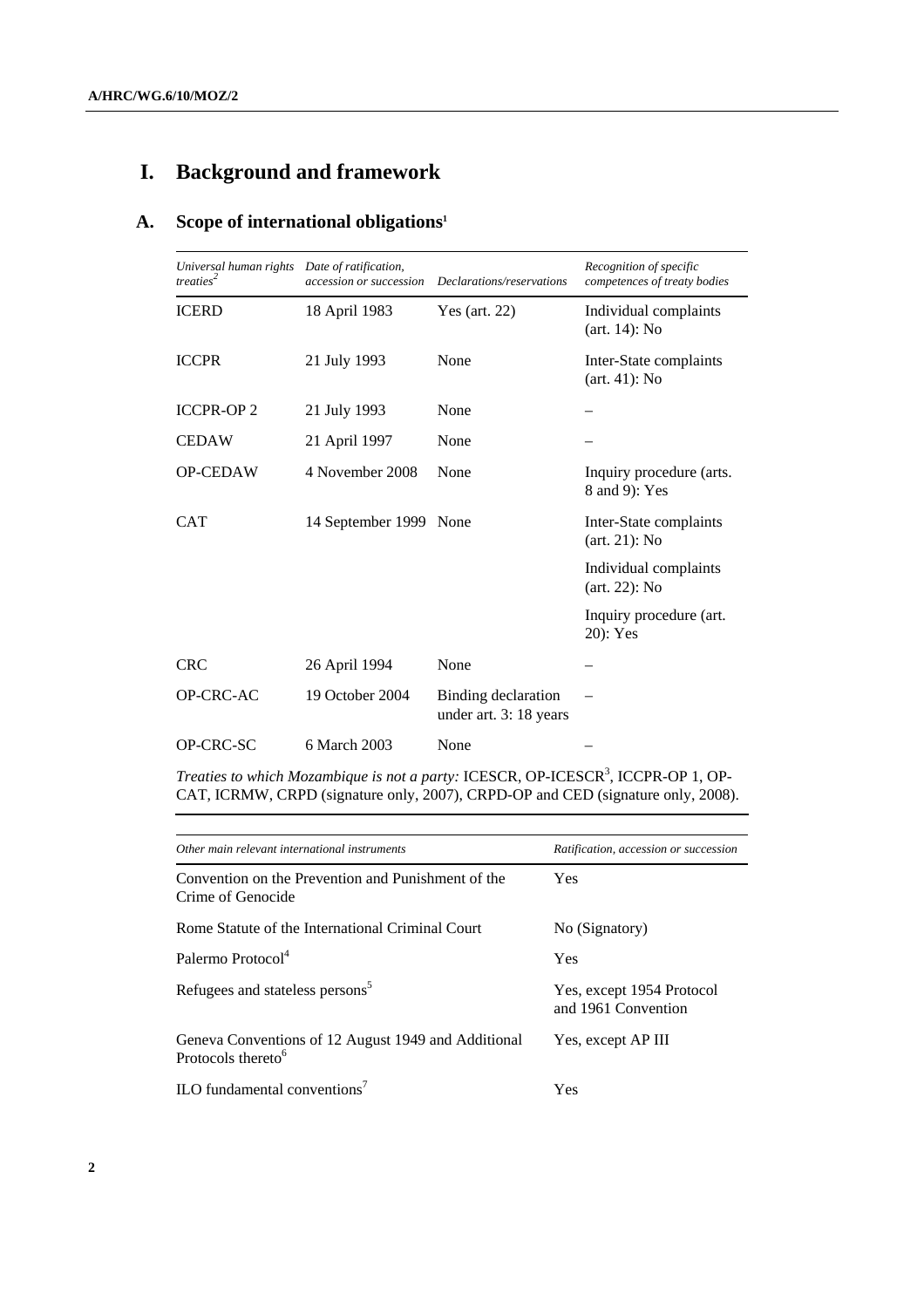# I. Background and framework

## A. Scope of international obligations[1]

| *Universal human rights treaties*[2] | *Date of ratification, accession or succession* | *Declarations/reservations* | *Recognition of specific competences of treaty bodies* |
|---|---|---|---|
| ICERD | 18 April 1983 | Yes (art. 22) | Individual complaints (art. 14): No |
| ICCPR | 21 July 1993 | None | Inter-State complaints (art. 41): No |
| ICCPR-OP 2 | 21 July 1993 | None | – |
| CEDAW | 21 April 1997 | None | – |
| OP-CEDAW | 4 November 2008 | None | Inquiry procedure (arts. 8 and 9): Yes |
| CAT | 14 September 1999 | None | Inter-State complaints (art. 21): No |
| | | | Individual complaints (art. 22): No |
| | | | Inquiry procedure (art. 20): Yes |
| CRC | 26 April 1994 | None | – |
| OP-CRC-AC | 19 October 2004 | Binding declaration under art. 3: 18 years | – |
| OP-CRC-SC | 6 March 2003 | None | – |

*Treaties to which Mozambique is not a party:* ICESCR, OP-ICESCR[3], ICCPR-OP 1, OP-CAT, ICRMW, CRPD (signature only, 2007), CRPD-OP and CED (signature only, 2008).

| *Other main relevant international instruments* | *Ratification, accession or succession* |
|---|---|
| Convention on the Prevention and Punishment of the Crime of Genocide | Yes |
| Rome Statute of the International Criminal Court | No (Signatory) |
| Palermo Protocol[4] | Yes |
| Refugees and stateless persons[5] | Yes, except 1954 Protocol and 1961 Convention |
| Geneva Conventions of 12 August 1949 and Additional Protocols thereto[6] | Yes, except AP III |
| ILO fundamental conventions[7] | Yes |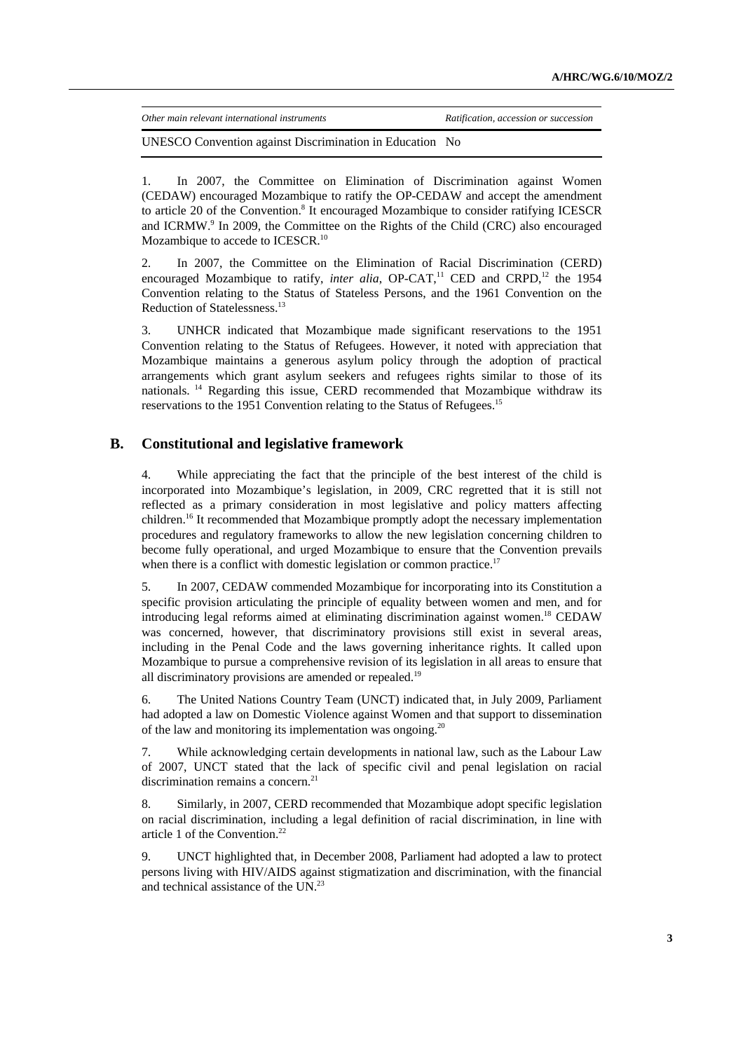| *Other main relevant international instruments* | *Ratification, accession or succession* |
| --- | --- |
| UNESCO Convention against Discrimination in Education | No |

1. In 2007, the Committee on Elimination of Discrimination against Women (CEDAW) encouraged Mozambique to ratify the OP-CEDAW and accept the amendment to article 20 of the Convention.[8] It encouraged Mozambique to consider ratifying ICESCR and ICRMW.[9] In 2009, the Committee on the Rights of the Child (CRC) also encouraged Mozambique to accede to ICESCR.[10]

2. In 2007, the Committee on the Elimination of Racial Discrimination (CERD) encouraged Mozambique to ratify, *inter alia*, OP-CAT,[11] CED and CRPD,[12] the 1954 Convention relating to the Status of Stateless Persons, and the 1961 Convention on the Reduction of Statelessness.[13]

3. UNHCR indicated that Mozambique made significant reservations to the 1951 Convention relating to the Status of Refugees. However, it noted with appreciation that Mozambique maintains a generous asylum policy through the adoption of practical arrangements which grant asylum seekers and refugees rights similar to those of its nationals.[14] Regarding this issue, CERD recommended that Mozambique withdraw its reservations to the 1951 Convention relating to the Status of Refugees.[15]

## B. Constitutional and legislative framework

4. While appreciating the fact that the principle of the best interest of the child is incorporated into Mozambique's legislation, in 2009, CRC regretted that it is still not reflected as a primary consideration in most legislative and policy matters affecting children.[16] It recommended that Mozambique promptly adopt the necessary implementation procedures and regulatory frameworks to allow the new legislation concerning children to become fully operational, and urged Mozambique to ensure that the Convention prevails when there is a conflict with domestic legislation or common practice.[17]

5. In 2007, CEDAW commended Mozambique for incorporating into its Constitution a specific provision articulating the principle of equality between women and men, and for introducing legal reforms aimed at eliminating discrimination against women.[18] CEDAW was concerned, however, that discriminatory provisions still exist in several areas, including in the Penal Code and the laws governing inheritance rights. It called upon Mozambique to pursue a comprehensive revision of its legislation in all areas to ensure that all discriminatory provisions are amended or repealed.[19]

6. The United Nations Country Team (UNCT) indicated that, in July 2009, Parliament had adopted a law on Domestic Violence against Women and that support to dissemination of the law and monitoring its implementation was ongoing.[20]

7. While acknowledging certain developments in national law, such as the Labour Law of 2007, UNCT stated that the lack of specific civil and penal legislation on racial discrimination remains a concern.[21]

8. Similarly, in 2007, CERD recommended that Mozambique adopt specific legislation on racial discrimination, including a legal definition of racial discrimination, in line with article 1 of the Convention.[22]

9. UNCT highlighted that, in December 2008, Parliament had adopted a law to protect persons living with HIV/AIDS against stigmatization and discrimination, with the financial and technical assistance of the UN.[23]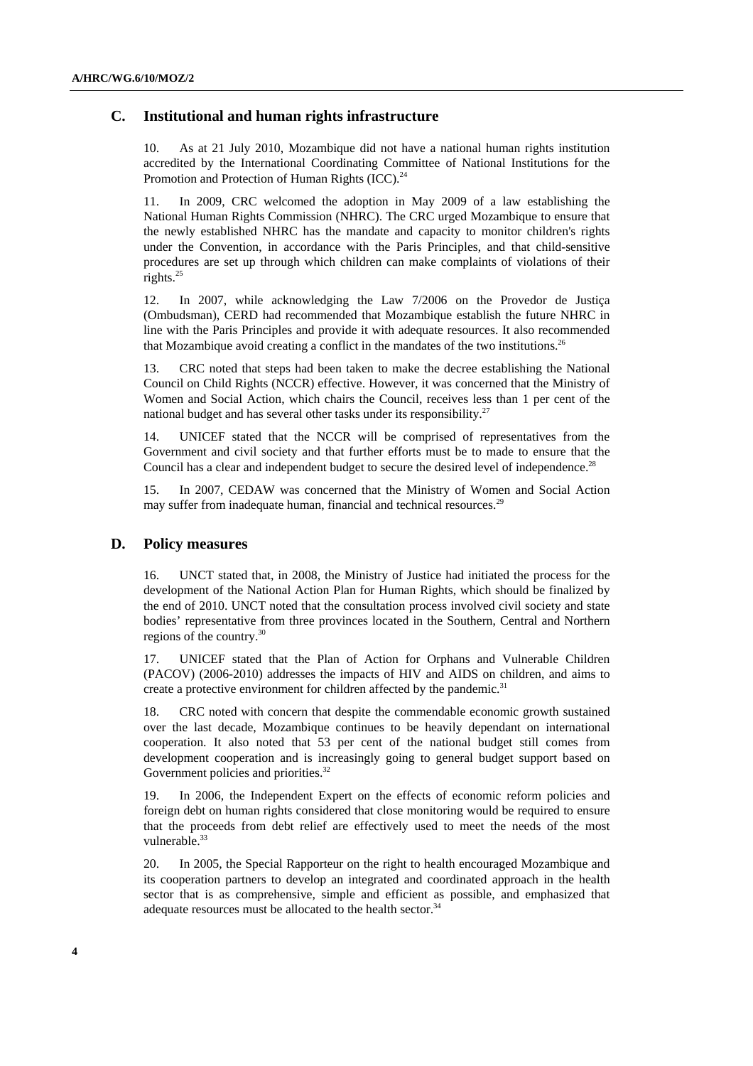## C. Institutional and human rights infrastructure

10. As at 21 July 2010, Mozambique did not have a national human rights institution accredited by the International Coordinating Committee of National Institutions for the Promotion and Protection of Human Rights (ICC).[24]

11. In 2009, CRC welcomed the adoption in May 2009 of a law establishing the National Human Rights Commission (NHRC). The CRC urged Mozambique to ensure that the newly established NHRC has the mandate and capacity to monitor children's rights under the Convention, in accordance with the Paris Principles, and that child-sensitive procedures are set up through which children can make complaints of violations of their rights.[25]

12. In 2007, while acknowledging the Law 7/2006 on the Provedor de Justiça (Ombudsman), CERD had recommended that Mozambique establish the future NHRC in line with the Paris Principles and provide it with adequate resources. It also recommended that Mozambique avoid creating a conflict in the mandates of the two institutions.[26]

13. CRC noted that steps had been taken to make the decree establishing the National Council on Child Rights (NCCR) effective. However, it was concerned that the Ministry of Women and Social Action, which chairs the Council, receives less than 1 per cent of the national budget and has several other tasks under its responsibility.[27]

14. UNICEF stated that the NCCR will be comprised of representatives from the Government and civil society and that further efforts must be to made to ensure that the Council has a clear and independent budget to secure the desired level of independence.[28]

15. In 2007, CEDAW was concerned that the Ministry of Women and Social Action may suffer from inadequate human, financial and technical resources.[29]

## D. Policy measures

16. UNCT stated that, in 2008, the Ministry of Justice had initiated the process for the development of the National Action Plan for Human Rights, which should be finalized by the end of 2010. UNCT noted that the consultation process involved civil society and state bodies' representative from three provinces located in the Southern, Central and Northern regions of the country.[30]

17. UNICEF stated that the Plan of Action for Orphans and Vulnerable Children (PACOV) (2006-2010) addresses the impacts of HIV and AIDS on children, and aims to create a protective environment for children affected by the pandemic.[31]

18. CRC noted with concern that despite the commendable economic growth sustained over the last decade, Mozambique continues to be heavily dependant on international cooperation. It also noted that 53 per cent of the national budget still comes from development cooperation and is increasingly going to general budget support based on Government policies and priorities.[32]

19. In 2006, the Independent Expert on the effects of economic reform policies and foreign debt on human rights considered that close monitoring would be required to ensure that the proceeds from debt relief are effectively used to meet the needs of the most vulnerable.[33]

20. In 2005, the Special Rapporteur on the right to health encouraged Mozambique and its cooperation partners to develop an integrated and coordinated approach in the health sector that is as comprehensive, simple and efficient as possible, and emphasized that adequate resources must be allocated to the health sector.[34]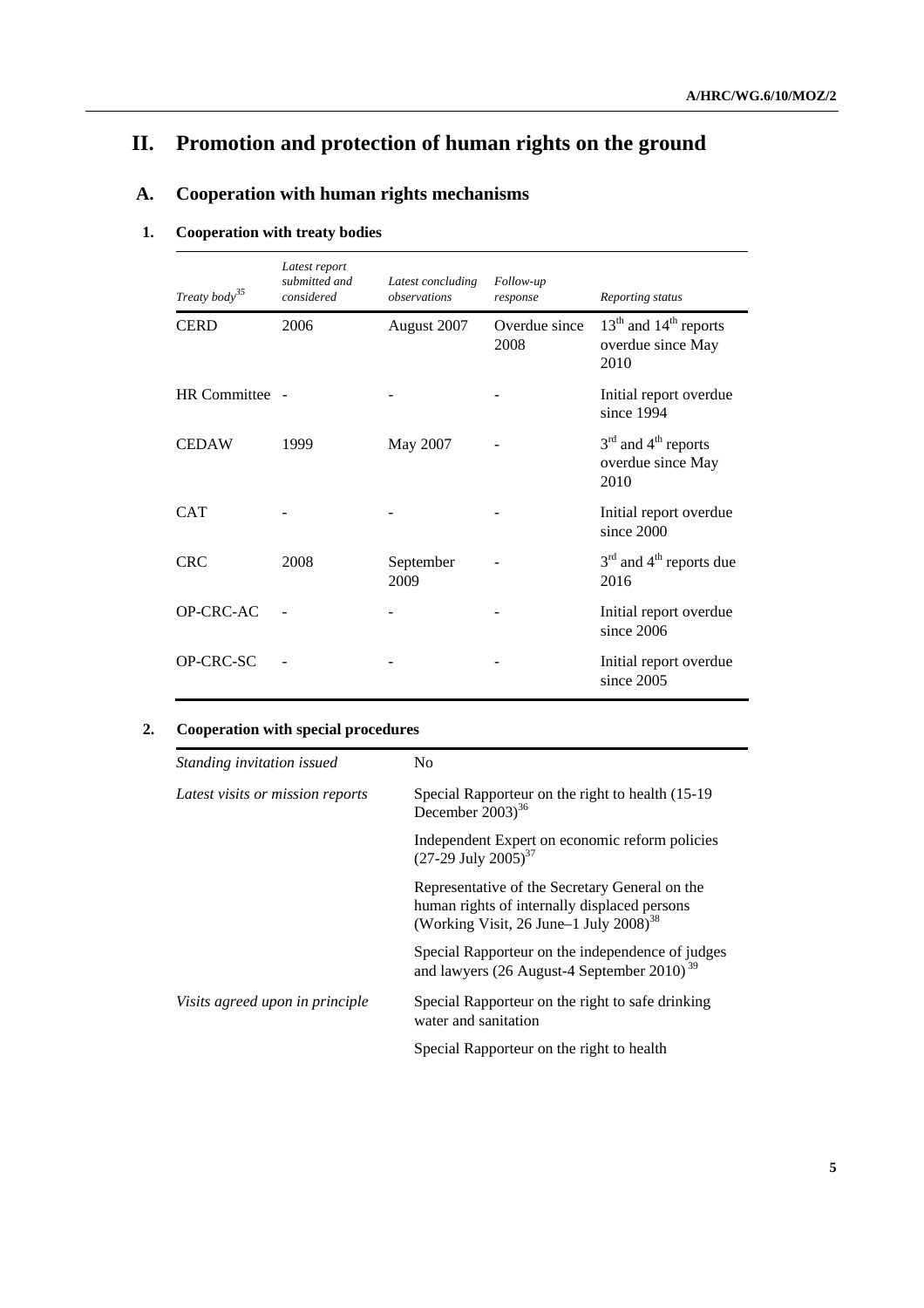# II. Promotion and protection of human rights on the ground

## A. Cooperation with human rights mechanisms

### 1. Cooperation with treaty bodies

| *Treaty body*[35] | *Latest report submitted and considered* | *Latest concluding observations* | *Follow-up response* | *Reporting status* |
|---|---|---|---|---|
| CERD | 2006 | August 2007 | Overdue since 2008 | 13th and 14th reports overdue since May 2010 |
| HR Committee | - | - | - | Initial report overdue since 1994 |
| CEDAW | 1999 | May 2007 | - | 3rd and 4th reports overdue since May 2010 |
| CAT | - | - | - | Initial report overdue since 2000 |
| CRC | 2008 | September 2009 | - | 3rd and 4th reports due 2016 |
| OP-CRC-AC | - | - | - | Initial report overdue since 2006 |
| OP-CRC-SC | - | - | - | Initial report overdue since 2005 |

### 2. Cooperation with special procedures

| | |
|---|---|
| *Standing invitation issued* | No |
| *Latest visits or mission reports* | Special Rapporteur on the right to health (15-19 December 2003)[36] |
| | Independent Expert on economic reform policies (27-29 July 2005)[37] |
| | Representative of the Secretary General on the human rights of internally displaced persons (Working Visit, 26 June–1 July 2008)[38] |
| | Special Rapporteur on the independence of judges and lawyers (26 August-4 September 2010)[39] |
| *Visits agreed upon in principle* | Special Rapporteur on the right to safe drinking water and sanitation |
| | Special Rapporteur on the right to health |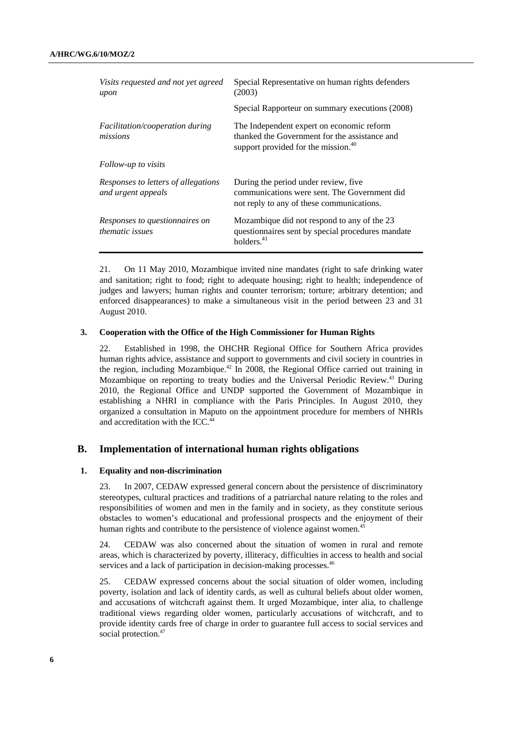| | |
|---|---|
| *Visits requested and not yet agreed upon* | Special Representative on human rights defenders (2003) |
| | Special Rapporteur on summary executions (2008) |
| *Facilitation/cooperation during missions* | The Independent expert on economic reform thanked the Government for the assistance and support provided for the mission.[40] |
| *Follow-up to visits* | |
| *Responses to letters of allegations and urgent appeals* | During the period under review, five communications were sent. The Government did not reply to any of these communications. |
| *Responses to questionnaires on thematic issues* | Mozambique did not respond to any of the 23 questionnaires sent by special procedures mandate holders.[41] |

21. On 11 May 2010, Mozambique invited nine mandates (right to safe drinking water and sanitation; right to food; right to adequate housing; right to health; independence of judges and lawyers; human rights and counter terrorism; torture; arbitrary detention; and enforced disappearances) to make a simultaneous visit in the period between 23 and 31 August 2010.

### 3. Cooperation with the Office of the High Commissioner for Human Rights

22. Established in 1998, the OHCHR Regional Office for Southern Africa provides human rights advice, assistance and support to governments and civil society in countries in the region, including Mozambique.[42] In 2008, the Regional Office carried out training in Mozambique on reporting to treaty bodies and the Universal Periodic Review.[43] During 2010, the Regional Office and UNDP supported the Government of Mozambique in establishing a NHRI in compliance with the Paris Principles. In August 2010, they organized a consultation in Maputo on the appointment procedure for members of NHRIs and accreditation with the ICC.[44]

## B. Implementation of international human rights obligations

### 1. Equality and non-discrimination

23. In 2007, CEDAW expressed general concern about the persistence of discriminatory stereotypes, cultural practices and traditions of a patriarchal nature relating to the roles and responsibilities of women and men in the family and in society, as they constitute serious obstacles to women's educational and professional prospects and the enjoyment of their human rights and contribute to the persistence of violence against women.[45]

24. CEDAW was also concerned about the situation of women in rural and remote areas, which is characterized by poverty, illiteracy, difficulties in access to health and social services and a lack of participation in decision-making processes.[46]

25. CEDAW expressed concerns about the social situation of older women, including poverty, isolation and lack of identity cards, as well as cultural beliefs about older women, and accusations of witchcraft against them. It urged Mozambique, inter alia, to challenge traditional views regarding older women, particularly accusations of witchcraft, and to provide identity cards free of charge in order to guarantee full access to social services and social protection.[47]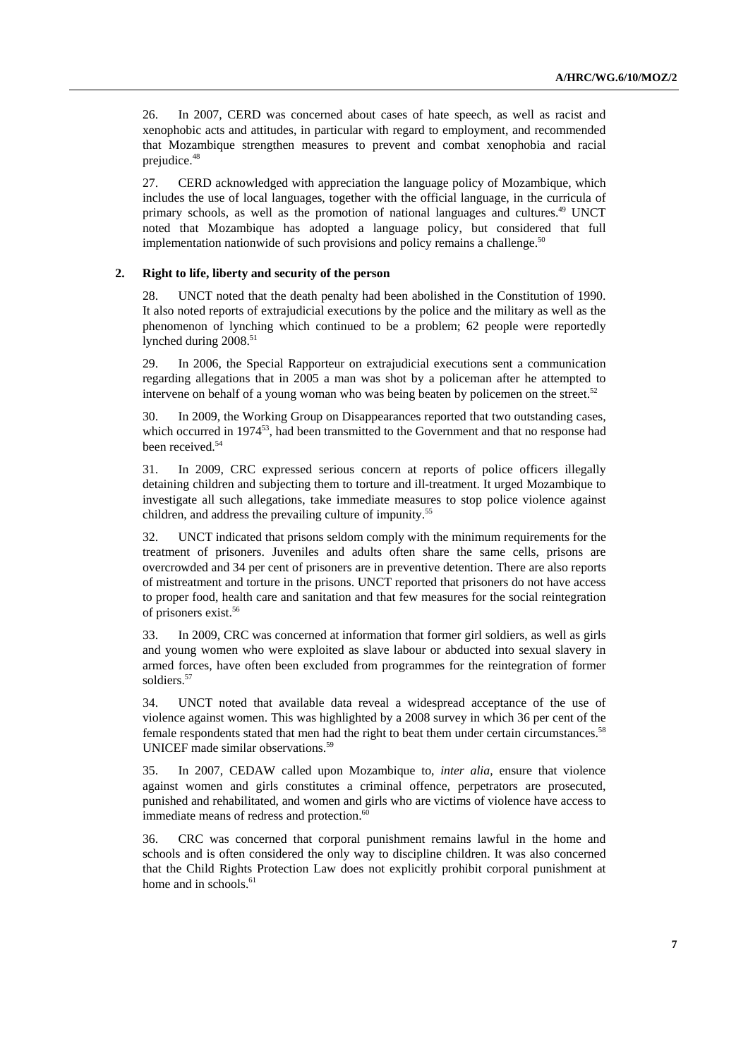26. In 2007, CERD was concerned about cases of hate speech, as well as racist and xenophobic acts and attitudes, in particular with regard to employment, and recommended that Mozambique strengthen measures to prevent and combat xenophobia and racial prejudice.[48]

27. CERD acknowledged with appreciation the language policy of Mozambique, which includes the use of local languages, together with the official language, in the curricula of primary schools, as well as the promotion of national languages and cultures.[49] UNCT noted that Mozambique has adopted a language policy, but considered that full implementation nationwide of such provisions and policy remains a challenge.[50]

### 2. Right to life, liberty and security of the person

28. UNCT noted that the death penalty had been abolished in the Constitution of 1990. It also noted reports of extrajudicial executions by the police and the military as well as the phenomenon of lynching which continued to be a problem; 62 people were reportedly lynched during 2008.[51]

29. In 2006, the Special Rapporteur on extrajudicial executions sent a communication regarding allegations that in 2005 a man was shot by a policeman after he attempted to intervene on behalf of a young woman who was being beaten by policemen on the street.[52]

30. In 2009, the Working Group on Disappearances reported that two outstanding cases, which occurred in 1974[53], had been transmitted to the Government and that no response had been received.[54]

31. In 2009, CRC expressed serious concern at reports of police officers illegally detaining children and subjecting them to torture and ill-treatment. It urged Mozambique to investigate all such allegations, take immediate measures to stop police violence against children, and address the prevailing culture of impunity.[55]

32. UNCT indicated that prisons seldom comply with the minimum requirements for the treatment of prisoners. Juveniles and adults often share the same cells, prisons are overcrowded and 34 per cent of prisoners are in preventive detention. There are also reports of mistreatment and torture in the prisons. UNCT reported that prisoners do not have access to proper food, health care and sanitation and that few measures for the social reintegration of prisoners exist.[56]

33. In 2009, CRC was concerned at information that former girl soldiers, as well as girls and young women who were exploited as slave labour or abducted into sexual slavery in armed forces, have often been excluded from programmes for the reintegration of former soldiers.[57]

34. UNCT noted that available data reveal a widespread acceptance of the use of violence against women. This was highlighted by a 2008 survey in which 36 per cent of the female respondents stated that men had the right to beat them under certain circumstances.[58] UNICEF made similar observations.[59]

35. In 2007, CEDAW called upon Mozambique to, *inter alia*, ensure that violence against women and girls constitutes a criminal offence, perpetrators are prosecuted, punished and rehabilitated, and women and girls who are victims of violence have access to immediate means of redress and protection.[60]

36. CRC was concerned that corporal punishment remains lawful in the home and schools and is often considered the only way to discipline children. It was also concerned that the Child Rights Protection Law does not explicitly prohibit corporal punishment at home and in schools.[61]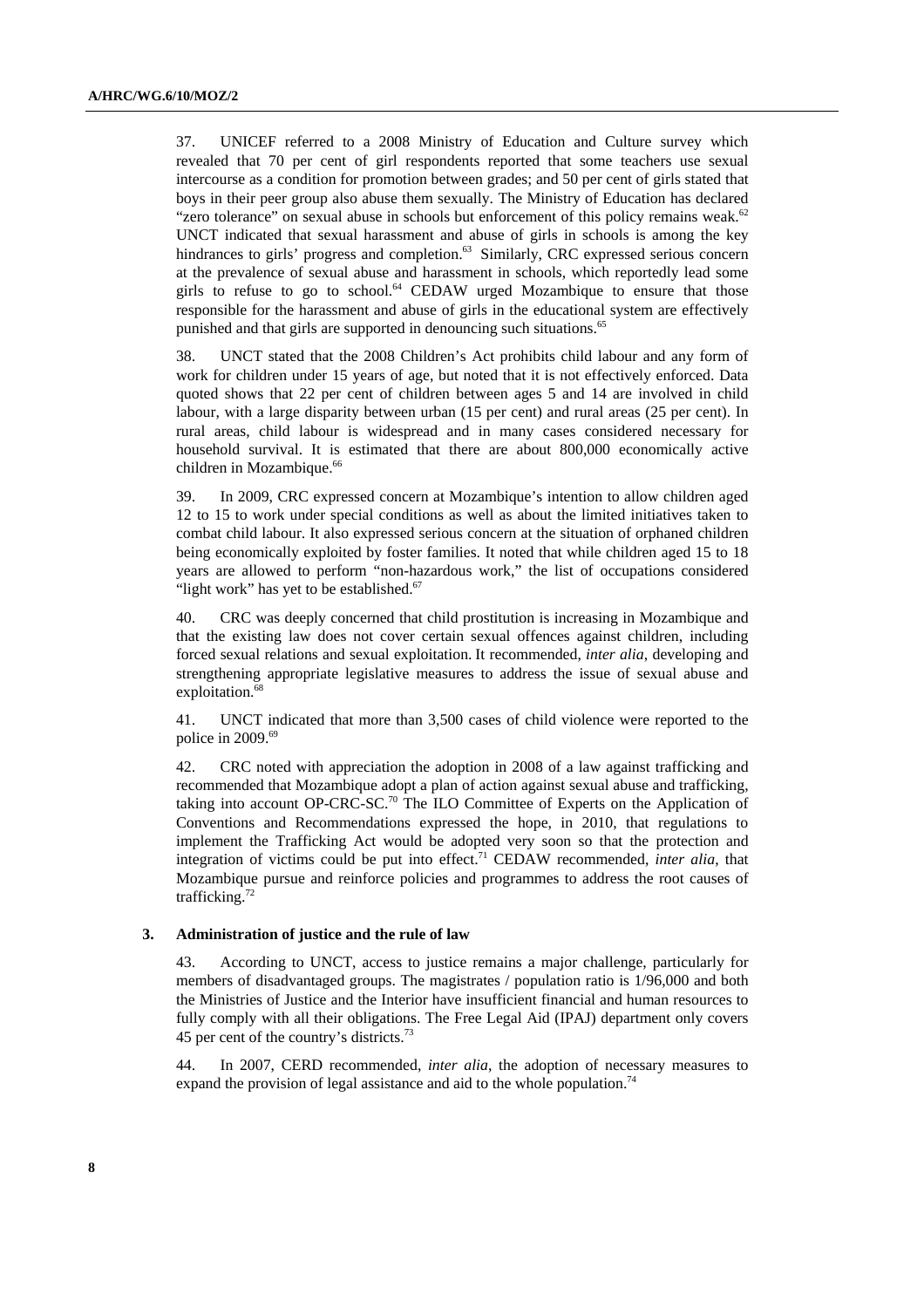37. UNICEF referred to a 2008 Ministry of Education and Culture survey which revealed that 70 per cent of girl respondents reported that some teachers use sexual intercourse as a condition for promotion between grades; and 50 per cent of girls stated that boys in their peer group also abuse them sexually. The Ministry of Education has declared "zero tolerance" on sexual abuse in schools but enforcement of this policy remains weak.[62] UNCT indicated that sexual harassment and abuse of girls in schools is among the key hindrances to girls' progress and completion.[63] Similarly, CRC expressed serious concern at the prevalence of sexual abuse and harassment in schools, which reportedly lead some girls to refuse to go to school.[64] CEDAW urged Mozambique to ensure that those responsible for the harassment and abuse of girls in the educational system are effectively punished and that girls are supported in denouncing such situations.[65]

38. UNCT stated that the 2008 Children's Act prohibits child labour and any form of work for children under 15 years of age, but noted that it is not effectively enforced. Data quoted shows that 22 per cent of children between ages 5 and 14 are involved in child labour, with a large disparity between urban (15 per cent) and rural areas (25 per cent). In rural areas, child labour is widespread and in many cases considered necessary for household survival. It is estimated that there are about 800,000 economically active children in Mozambique.[66]

39. In 2009, CRC expressed concern at Mozambique's intention to allow children aged 12 to 15 to work under special conditions as well as about the limited initiatives taken to combat child labour. It also expressed serious concern at the situation of orphaned children being economically exploited by foster families. It noted that while children aged 15 to 18 years are allowed to perform "non-hazardous work," the list of occupations considered "light work" has yet to be established.[67]

40. CRC was deeply concerned that child prostitution is increasing in Mozambique and that the existing law does not cover certain sexual offences against children, including forced sexual relations and sexual exploitation. It recommended, *inter alia*, developing and strengthening appropriate legislative measures to address the issue of sexual abuse and exploitation.[68]

41. UNCT indicated that more than 3,500 cases of child violence were reported to the police in 2009.[69]

42. CRC noted with appreciation the adoption in 2008 of a law against trafficking and recommended that Mozambique adopt a plan of action against sexual abuse and trafficking, taking into account OP-CRC-SC.[70] The ILO Committee of Experts on the Application of Conventions and Recommendations expressed the hope, in 2010, that regulations to implement the Trafficking Act would be adopted very soon so that the protection and integration of victims could be put into effect.[71] CEDAW recommended, *inter alia*, that Mozambique pursue and reinforce policies and programmes to address the root causes of trafficking.[72]

### 3. Administration of justice and the rule of law

43. According to UNCT, access to justice remains a major challenge, particularly for members of disadvantaged groups. The magistrates / population ratio is 1/96,000 and both the Ministries of Justice and the Interior have insufficient financial and human resources to fully comply with all their obligations. The Free Legal Aid (IPAJ) department only covers 45 per cent of the country's districts.[73]

44. In 2007, CERD recommended, *inter alia*, the adoption of necessary measures to expand the provision of legal assistance and aid to the whole population.[74]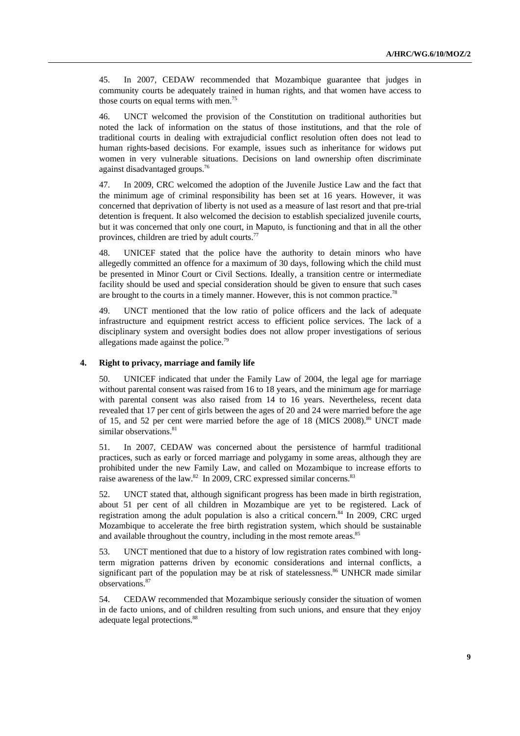45. In 2007, CEDAW recommended that Mozambique guarantee that judges in community courts be adequately trained in human rights, and that women have access to those courts on equal terms with men.[75]

46. UNCT welcomed the provision of the Constitution on traditional authorities but noted the lack of information on the status of those institutions, and that the role of traditional courts in dealing with extrajudicial conflict resolution often does not lead to human rights-based decisions. For example, issues such as inheritance for widows put women in very vulnerable situations. Decisions on land ownership often discriminate against disadvantaged groups.[76]

47. In 2009, CRC welcomed the adoption of the Juvenile Justice Law and the fact that the minimum age of criminal responsibility has been set at 16 years. However, it was concerned that deprivation of liberty is not used as a measure of last resort and that pre-trial detention is frequent. It also welcomed the decision to establish specialized juvenile courts, but it was concerned that only one court, in Maputo, is functioning and that in all the other provinces, children are tried by adult courts.[77]

48. UNICEF stated that the police have the authority to detain minors who have allegedly committed an offence for a maximum of 30 days, following which the child must be presented in Minor Court or Civil Sections. Ideally, a transition centre or intermediate facility should be used and special consideration should be given to ensure that such cases are brought to the courts in a timely manner. However, this is not common practice.[78]

49. UNCT mentioned that the low ratio of police officers and the lack of adequate infrastructure and equipment restrict access to efficient police services. The lack of a disciplinary system and oversight bodies does not allow proper investigations of serious allegations made against the police.[79]

### 4. Right to privacy, marriage and family life

50. UNICEF indicated that under the Family Law of 2004, the legal age for marriage without parental consent was raised from 16 to 18 years, and the minimum age for marriage with parental consent was also raised from 14 to 16 years. Nevertheless, recent data revealed that 17 per cent of girls between the ages of 20 and 24 were married before the age of 15, and 52 per cent were married before the age of 18 (MICS 2008).[80] UNCT made similar observations.[81]

51. In 2007, CEDAW was concerned about the persistence of harmful traditional practices, such as early or forced marriage and polygamy in some areas, although they are prohibited under the new Family Law, and called on Mozambique to increase efforts to raise awareness of the law.[82] In 2009, CRC expressed similar concerns.[83]

52. UNCT stated that, although significant progress has been made in birth registration, about 51 per cent of all children in Mozambique are yet to be registered. Lack of registration among the adult population is also a critical concern.[84] In 2009, CRC urged Mozambique to accelerate the free birth registration system, which should be sustainable and available throughout the country, including in the most remote areas.[85]

53. UNCT mentioned that due to a history of low registration rates combined with long-term migration patterns driven by economic considerations and internal conflicts, a significant part of the population may be at risk of statelessness.[86] UNHCR made similar observations.[87]

54. CEDAW recommended that Mozambique seriously consider the situation of women in de facto unions, and of children resulting from such unions, and ensure that they enjoy adequate legal protections.[88]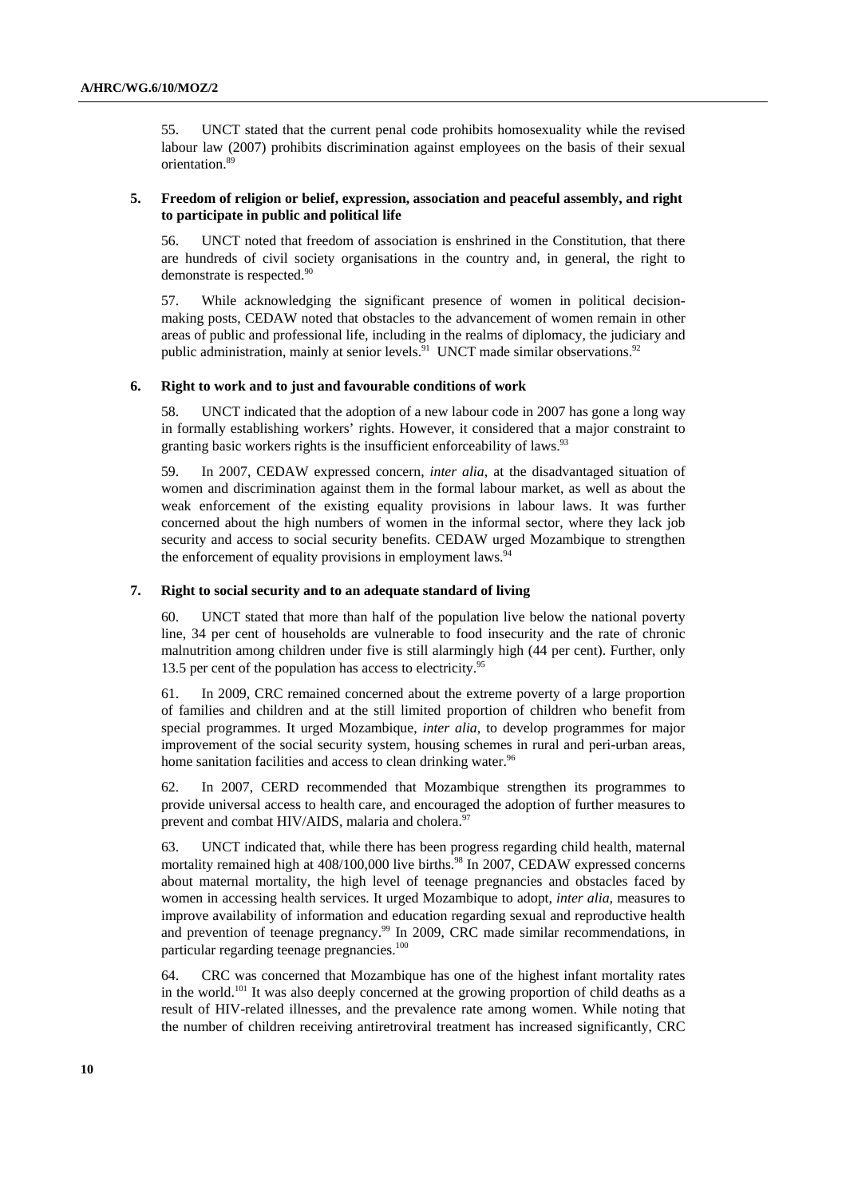55. UNCT stated that the current penal code prohibits homosexuality while the revised labour law (2007) prohibits discrimination against employees on the basis of their sexual orientation.[89]

### 5. Freedom of religion or belief, expression, association and peaceful assembly, and right to participate in public and political life

56. UNCT noted that freedom of association is enshrined in the Constitution, that there are hundreds of civil society organisations in the country and, in general, the right to demonstrate is respected.[90]

57. While acknowledging the significant presence of women in political decision-making posts, CEDAW noted that obstacles to the advancement of women remain in other areas of public and professional life, including in the realms of diplomacy, the judiciary and public administration, mainly at senior levels.[91] UNCT made similar observations.[92]

### 6. Right to work and to just and favourable conditions of work

58. UNCT indicated that the adoption of a new labour code in 2007 has gone a long way in formally establishing workers' rights. However, it considered that a major constraint to granting basic workers rights is the insufficient enforceability of laws.[93]

59. In 2007, CEDAW expressed concern, *inter alia*, at the disadvantaged situation of women and discrimination against them in the formal labour market, as well as about the weak enforcement of the existing equality provisions in labour laws. It was further concerned about the high numbers of women in the informal sector, where they lack job security and access to social security benefits. CEDAW urged Mozambique to strengthen the enforcement of equality provisions in employment laws.[94]

### 7. Right to social security and to an adequate standard of living

60. UNCT stated that more than half of the population live below the national poverty line, 34 per cent of households are vulnerable to food insecurity and the rate of chronic malnutrition among children under five is still alarmingly high (44 per cent). Further, only 13.5 per cent of the population has access to electricity.[95]

61. In 2009, CRC remained concerned about the extreme poverty of a large proportion of families and children and at the still limited proportion of children who benefit from special programmes. It urged Mozambique, *inter alia*, to develop programmes for major improvement of the social security system, housing schemes in rural and peri-urban areas, home sanitation facilities and access to clean drinking water.[96]

62. In 2007, CERD recommended that Mozambique strengthen its programmes to provide universal access to health care, and encouraged the adoption of further measures to prevent and combat HIV/AIDS, malaria and cholera.[97]

63. UNCT indicated that, while there has been progress regarding child health, maternal mortality remained high at 408/100,000 live births.[98] In 2007, CEDAW expressed concerns about maternal mortality, the high level of teenage pregnancies and obstacles faced by women in accessing health services. It urged Mozambique to adopt, *inter alia*, measures to improve availability of information and education regarding sexual and reproductive health and prevention of teenage pregnancy.[99] In 2009, CRC made similar recommendations, in particular regarding teenage pregnancies.[100]

64. CRC was concerned that Mozambique has one of the highest infant mortality rates in the world.[101] It was also deeply concerned at the growing proportion of child deaths as a result of HIV-related illnesses, and the prevalence rate among women. While noting that the number of children receiving antiretroviral treatment has increased significantly, CRC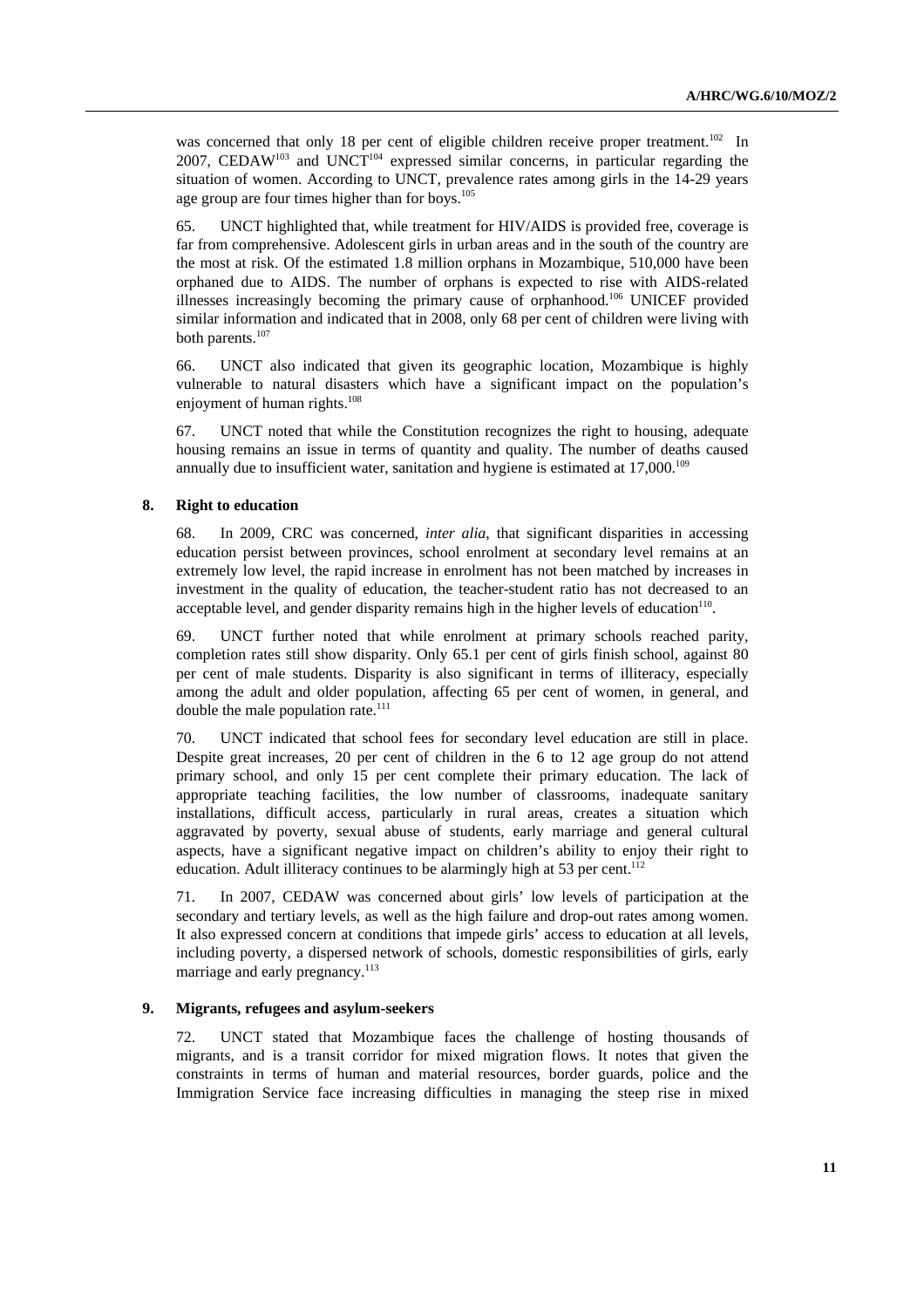was concerned that only 18 per cent of eligible children receive proper treatment.[102] In 2007, CEDAW[103] and UNCT[104] expressed similar concerns, in particular regarding the situation of women. According to UNCT, prevalence rates among girls in the 14-29 years age group are four times higher than for boys.[105]

65. UNCT highlighted that, while treatment for HIV/AIDS is provided free, coverage is far from comprehensive. Adolescent girls in urban areas and in the south of the country are the most at risk. Of the estimated 1.8 million orphans in Mozambique, 510,000 have been orphaned due to AIDS. The number of orphans is expected to rise with AIDS-related illnesses increasingly becoming the primary cause of orphanhood.[106] UNICEF provided similar information and indicated that in 2008, only 68 per cent of children were living with both parents.[107]

66. UNCT also indicated that given its geographic location, Mozambique is highly vulnerable to natural disasters which have a significant impact on the population's enjoyment of human rights.[108]

67. UNCT noted that while the Constitution recognizes the right to housing, adequate housing remains an issue in terms of quantity and quality. The number of deaths caused annually due to insufficient water, sanitation and hygiene is estimated at 17,000.[109]

### 8. Right to education

68. In 2009, CRC was concerned, *inter alia*, that significant disparities in accessing education persist between provinces, school enrolment at secondary level remains at an extremely low level, the rapid increase in enrolment has not been matched by increases in investment in the quality of education, the teacher-student ratio has not decreased to an acceptable level, and gender disparity remains high in the higher levels of education[110].

69. UNCT further noted that while enrolment at primary schools reached parity, completion rates still show disparity. Only 65.1 per cent of girls finish school, against 80 per cent of male students. Disparity is also significant in terms of illiteracy, especially among the adult and older population, affecting 65 per cent of women, in general, and double the male population rate.[111]

70. UNCT indicated that school fees for secondary level education are still in place. Despite great increases, 20 per cent of children in the 6 to 12 age group do not attend primary school, and only 15 per cent complete their primary education. The lack of appropriate teaching facilities, the low number of classrooms, inadequate sanitary installations, difficult access, particularly in rural areas, creates a situation which aggravated by poverty, sexual abuse of students, early marriage and general cultural aspects, have a significant negative impact on children's ability to enjoy their right to education. Adult illiteracy continues to be alarmingly high at 53 per cent.[112]

71. In 2007, CEDAW was concerned about girls' low levels of participation at the secondary and tertiary levels, as well as the high failure and drop-out rates among women. It also expressed concern at conditions that impede girls' access to education at all levels, including poverty, a dispersed network of schools, domestic responsibilities of girls, early marriage and early pregnancy.[113]

### 9. Migrants, refugees and asylum-seekers

72. UNCT stated that Mozambique faces the challenge of hosting thousands of migrants, and is a transit corridor for mixed migration flows. It notes that given the constraints in terms of human and material resources, border guards, police and the Immigration Service face increasing difficulties in managing the steep rise in mixed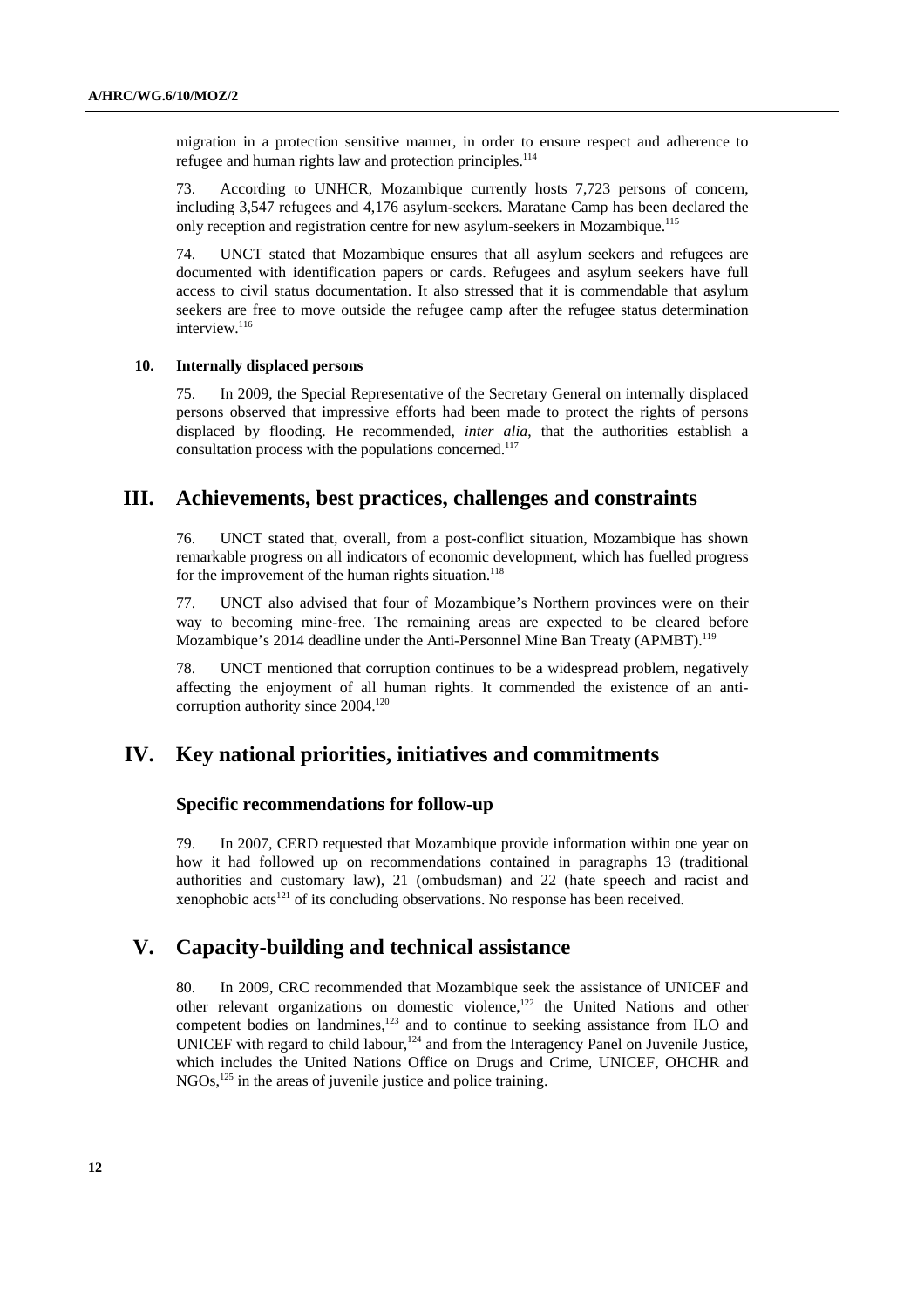migration in a protection sensitive manner, in order to ensure respect and adherence to refugee and human rights law and protection principles.[114]

73. According to UNHCR, Mozambique currently hosts 7,723 persons of concern, including 3,547 refugees and 4,176 asylum-seekers. Maratane Camp has been declared the only reception and registration centre for new asylum-seekers in Mozambique.[115]

74. UNCT stated that Mozambique ensures that all asylum seekers and refugees are documented with identification papers or cards. Refugees and asylum seekers have full access to civil status documentation. It also stressed that it is commendable that asylum seekers are free to move outside the refugee camp after the refugee status determination interview.[116]

### 10. Internally displaced persons

75. In 2009, the Special Representative of the Secretary General on internally displaced persons observed that impressive efforts had been made to protect the rights of persons displaced by flooding. He recommended, *inter alia*, that the authorities establish a consultation process with the populations concerned.[117]

## III. Achievements, best practices, challenges and constraints

76. UNCT stated that, overall, from a post-conflict situation, Mozambique has shown remarkable progress on all indicators of economic development, which has fuelled progress for the improvement of the human rights situation.[118]

77. UNCT also advised that four of Mozambique's Northern provinces were on their way to becoming mine-free. The remaining areas are expected to be cleared before Mozambique's 2014 deadline under the Anti-Personnel Mine Ban Treaty (APMBT).[119]

78. UNCT mentioned that corruption continues to be a widespread problem, negatively affecting the enjoyment of all human rights. It commended the existence of an anti-corruption authority since 2004.[120]

## IV. Key national priorities, initiatives and commitments

### Specific recommendations for follow-up

79. In 2007, CERD requested that Mozambique provide information within one year on how it had followed up on recommendations contained in paragraphs 13 (traditional authorities and customary law), 21 (ombudsman) and 22 (hate speech and racist and xenophobic acts[121] of its concluding observations. No response has been received.

## V. Capacity-building and technical assistance

80. In 2009, CRC recommended that Mozambique seek the assistance of UNICEF and other relevant organizations on domestic violence,[122] the United Nations and other competent bodies on landmines,[123] and to continue to seeking assistance from ILO and UNICEF with regard to child labour,[124] and from the Interagency Panel on Juvenile Justice, which includes the United Nations Office on Drugs and Crime, UNICEF, OHCHR and NGOs,[125] in the areas of juvenile justice and police training.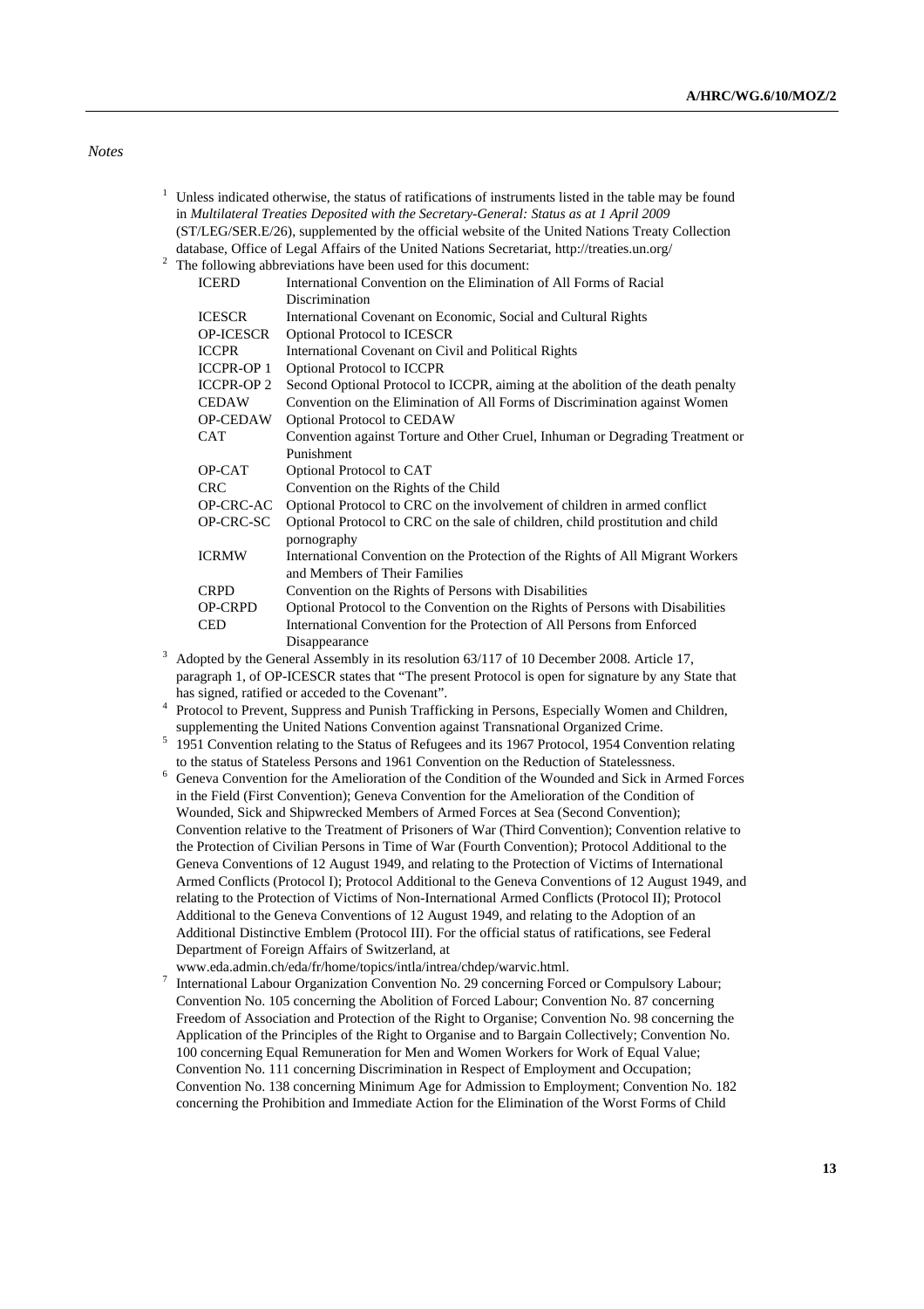*Notes*

[1] Unless indicated otherwise, the status of ratifications of instruments listed in the table may be found in *Multilateral Treaties Deposited with the Secretary-General: Status as at 1 April 2009* (ST/LEG/SER.E/26), supplemented by the official website of the United Nations Treaty Collection database, Office of Legal Affairs of the United Nations Secretariat, http://treaties.un.org/

[2] The following abbreviations have been used for this document:

| | |
|---|---|
| ICERD | International Convention on the Elimination of All Forms of Racial Discrimination |
| ICESCR | International Covenant on Economic, Social and Cultural Rights |
| OP-ICESCR | Optional Protocol to ICESCR |
| ICCPR | International Covenant on Civil and Political Rights |
| ICCPR-OP 1 | Optional Protocol to ICCPR |
| ICCPR-OP 2 | Second Optional Protocol to ICCPR, aiming at the abolition of the death penalty |
| CEDAW | Convention on the Elimination of All Forms of Discrimination against Women |
| OP-CEDAW | Optional Protocol to CEDAW |
| CAT | Convention against Torture and Other Cruel, Inhuman or Degrading Treatment or Punishment |
| OP-CAT | Optional Protocol to CAT |
| CRC | Convention on the Rights of the Child |
| OP-CRC-AC | Optional Protocol to CRC on the involvement of children in armed conflict |
| OP-CRC-SC | Optional Protocol to CRC on the sale of children, child prostitution and child pornography |
| ICRMW | International Convention on the Protection of the Rights of All Migrant Workers and Members of Their Families |
| CRPD | Convention on the Rights of Persons with Disabilities |
| OP-CRPD | Optional Protocol to the Convention on the Rights of Persons with Disabilities |
| CED | International Convention for the Protection of All Persons from Enforced Disappearance |

[3] Adopted by the General Assembly in its resolution 63/117 of 10 December 2008. Article 17, paragraph 1, of OP-ICESCR states that "The present Protocol is open for signature by any State that has signed, ratified or acceded to the Covenant".

[4] Protocol to Prevent, Suppress and Punish Trafficking in Persons, Especially Women and Children, supplementing the United Nations Convention against Transnational Organized Crime.

[5] 1951 Convention relating to the Status of Refugees and its 1967 Protocol, 1954 Convention relating to the status of Stateless Persons and 1961 Convention on the Reduction of Statelessness.

[6] Geneva Convention for the Amelioration of the Condition of the Wounded and Sick in Armed Forces in the Field (First Convention); Geneva Convention for the Amelioration of the Condition of Wounded, Sick and Shipwrecked Members of Armed Forces at Sea (Second Convention); Convention relative to the Treatment of Prisoners of War (Third Convention); Convention relative to the Protection of Civilian Persons in Time of War (Fourth Convention); Protocol Additional to the Geneva Conventions of 12 August 1949, and relating to the Protection of Victims of International Armed Conflicts (Protocol I); Protocol Additional to the Geneva Conventions of 12 August 1949, and relating to the Protection of Victims of Non-International Armed Conflicts (Protocol II); Protocol Additional to the Geneva Conventions of 12 August 1949, and relating to the Adoption of an Additional Distinctive Emblem (Protocol III). For the official status of ratifications, see Federal Department of Foreign Affairs of Switzerland, at www.eda.admin.ch/eda/fr/home/topics/intla/intrea/chdep/warvic.html.

[7] International Labour Organization Convention No. 29 concerning Forced or Compulsory Labour; Convention No. 105 concerning the Abolition of Forced Labour; Convention No. 87 concerning Freedom of Association and Protection of the Right to Organise; Convention No. 98 concerning the Application of the Principles of the Right to Organise and to Bargain Collectively; Convention No. 100 concerning Equal Remuneration for Men and Women Workers for Work of Equal Value; Convention No. 111 concerning Discrimination in Respect of Employment and Occupation; Convention No. 138 concerning Minimum Age for Admission to Employment; Convention No. 182 concerning the Prohibition and Immediate Action for the Elimination of the Worst Forms of Child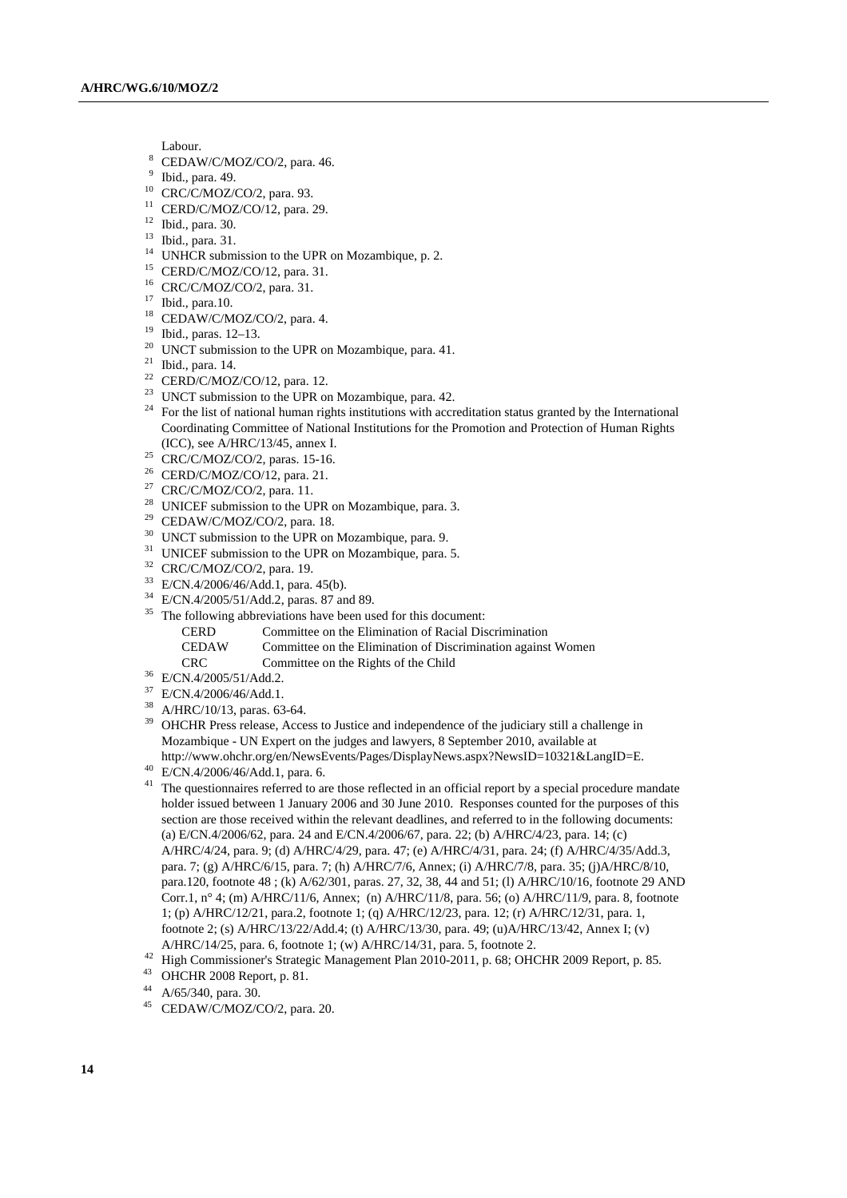Labour.

[8] CEDAW/C/MOZ/CO/2, para. 46.

[9] Ibid., para. 49.

[10] CRC/C/MOZ/CO/2, para. 93.

[11] CERD/C/MOZ/CO/12, para. 29.

[12] Ibid., para. 30.

[13] Ibid., para. 31.

[14] UNHCR submission to the UPR on Mozambique, p. 2.

[15] CERD/C/MOZ/CO/12, para. 31.

[16] CRC/C/MOZ/CO/2, para. 31.

[17] Ibid., para.10.

[18] CEDAW/C/MOZ/CO/2, para. 4.

[19] Ibid., paras. 12–13.

[20] UNCT submission to the UPR on Mozambique, para. 41.

[21] Ibid., para. 14.

[22] CERD/C/MOZ/CO/12, para. 12.

[23] UNCT submission to the UPR on Mozambique, para. 42.

[24] For the list of national human rights institutions with accreditation status granted by the International Coordinating Committee of National Institutions for the Promotion and Protection of Human Rights (ICC), see A/HRC/13/45, annex I.

[25] CRC/C/MOZ/CO/2, paras. 15-16.

[26] CERD/C/MOZ/CO/12, para. 21.

[27] CRC/C/MOZ/CO/2, para. 11.

[28] UNICEF submission to the UPR on Mozambique, para. 3.

[29] CEDAW/C/MOZ/CO/2, para. 18.

[30] UNCT submission to the UPR on Mozambique, para. 9.

[31] UNICEF submission to the UPR on Mozambique, para. 5.

[32] CRC/C/MOZ/CO/2, para. 19.

[33] E/CN.4/2006/46/Add.1, para. 45(b).

[34] E/CN.4/2005/51/Add.2, paras. 87 and 89.

[35] The following abbreviations have been used for this document:

| | |
|---|---|
| CERD | Committee on the Elimination of Racial Discrimination |
| CEDAW | Committee on the Elimination of Discrimination against Women |
| CRC | Committee on the Rights of the Child |

[36] E/CN.4/2005/51/Add.2.

[37] E/CN.4/2006/46/Add.1.

[38] A/HRC/10/13, paras. 63-64.

[39] OHCHR Press release, Access to Justice and independence of the judiciary still a challenge in Mozambique - UN Expert on the judges and lawyers, 8 September 2010, available at http://www.ohchr.org/en/NewsEvents/Pages/DisplayNews.aspx?NewsID=10321&LangID=E.

[40] E/CN.4/2006/46/Add.1, para. 6.

[41] The questionnaires referred to are those reflected in an official report by a special procedure mandate holder issued between 1 January 2006 and 30 June 2010. Responses counted for the purposes of this section are those received within the relevant deadlines, and referred to in the following documents: (a) E/CN.4/2006/62, para. 24 and E/CN.4/2006/67, para. 22; (b) A/HRC/4/23, para. 14; (c) A/HRC/4/24, para. 9; (d) A/HRC/4/29, para. 47; (e) A/HRC/4/31, para. 24; (f) A/HRC/4/35/Add.3, para. 7; (g) A/HRC/6/15, para. 7; (h) A/HRC/7/6, Annex; (i) A/HRC/7/8, para. 35; (j)A/HRC/8/10, para.120, footnote 48 ; (k) A/62/301, paras. 27, 32, 38, 44 and 51; (l) A/HRC/10/16, footnote 29 AND Corr.1, n° 4; (m) A/HRC/11/6, Annex; (n) A/HRC/11/8, para. 56; (o) A/HRC/11/9, para. 8, footnote 1; (p) A/HRC/12/21, para.2, footnote 1; (q) A/HRC/12/23, para. 12; (r) A/HRC/12/31, para. 1, footnote 2; (s) A/HRC/13/22/Add.4; (t) A/HRC/13/30, para. 49; (u)A/HRC/13/42, Annex I; (v) A/HRC/14/25, para. 6, footnote 1; (w) A/HRC/14/31, para. 5, footnote 2.

[42] High Commissioner's Strategic Management Plan 2010-2011, p. 68; OHCHR 2009 Report, p. 85.

[43] OHCHR 2008 Report, p. 81.

[44] A/65/340, para. 30.

[45] CEDAW/C/MOZ/CO/2, para. 20.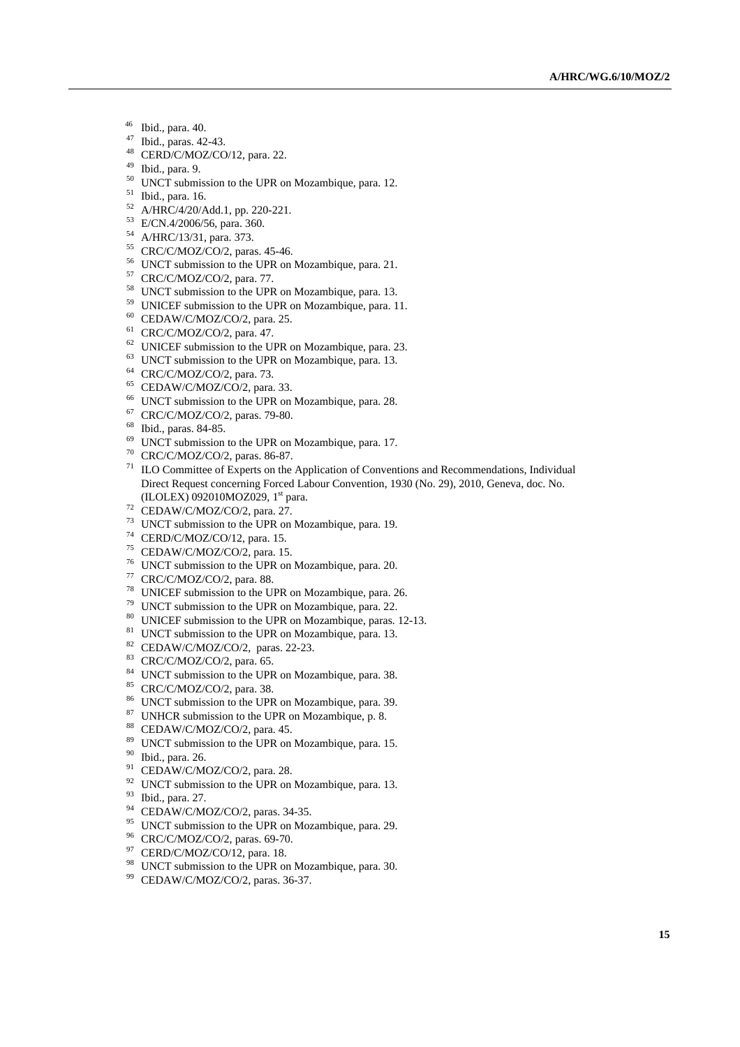[46] Ibid., para. 40.
[47] Ibid., paras. 42-43.
[48] CERD/C/MOZ/CO/12, para. 22.
[49] Ibid., para. 9.
[50] UNCT submission to the UPR on Mozambique, para. 12.
[51] Ibid., para. 16.
[52] A/HRC/4/20/Add.1, pp. 220-221.
[53] E/CN.4/2006/56, para. 360.
[54] A/HRC/13/31, para. 373.
[55] CRC/C/MOZ/CO/2, paras. 45-46.
[56] UNCT submission to the UPR on Mozambique, para. 21.
[57] CRC/C/MOZ/CO/2, para. 77.
[58] UNCT submission to the UPR on Mozambique, para. 13.
[59] UNICEF submission to the UPR on Mozambique, para. 11.
[60] CEDAW/C/MOZ/CO/2, para. 25.
[61] CRC/C/MOZ/CO/2, para. 47.
[62] UNICEF submission to the UPR on Mozambique, para. 23.
[63] UNCT submission to the UPR on Mozambique, para. 13.
[64] CRC/C/MOZ/CO/2, para. 73.
[65] CEDAW/C/MOZ/CO/2, para. 33.
[66] UNCT submission to the UPR on Mozambique, para. 28.
[67] CRC/C/MOZ/CO/2, paras. 79-80.
[68] Ibid., paras. 84-85.
[69] UNCT submission to the UPR on Mozambique, para. 17.
[70] CRC/C/MOZ/CO/2, paras. 86-87.
[71] ILO Committee of Experts on the Application of Conventions and Recommendations, Individual Direct Request concerning Forced Labour Convention, 1930 (No. 29), 2010, Geneva, doc. No. (ILOLEX) 092010MOZ029, 1st para.
[72] CEDAW/C/MOZ/CO/2, para. 27.
[73] UNCT submission to the UPR on Mozambique, para. 19.
[74] CERD/C/MOZ/CO/12, para. 15.
[75] CEDAW/C/MOZ/CO/2, para. 15.
[76] UNCT submission to the UPR on Mozambique, para. 20.
[77] CRC/C/MOZ/CO/2, para. 88.
[78] UNICEF submission to the UPR on Mozambique, para. 26.
[79] UNCT submission to the UPR on Mozambique, para. 22.
[80] UNICEF submission to the UPR on Mozambique, paras. 12-13.
[81] UNCT submission to the UPR on Mozambique, para. 13.
[82] CEDAW/C/MOZ/CO/2, paras. 22-23.
[83] CRC/C/MOZ/CO/2, para. 65.
[84] UNCT submission to the UPR on Mozambique, para. 38.
[85] CRC/C/MOZ/CO/2, para. 38.
[86] UNCT submission to the UPR on Mozambique, para. 39.
[87] UNHCR submission to the UPR on Mozambique, p. 8.
[88] CEDAW/C/MOZ/CO/2, para. 45.
[89] UNCT submission to the UPR on Mozambique, para. 15.
[90] Ibid., para. 26.
[91] CEDAW/C/MOZ/CO/2, para. 28.
[92] UNCT submission to the UPR on Mozambique, para. 13.
[93] Ibid., para. 27.
[94] CEDAW/C/MOZ/CO/2, paras. 34-35.
[95] UNCT submission to the UPR on Mozambique, para. 29.
[96] CRC/C/MOZ/CO/2, paras. 69-70.
[97] CERD/C/MOZ/CO/12, para. 18.
[98] UNCT submission to the UPR on Mozambique, para. 30.
[99] CEDAW/C/MOZ/CO/2, paras. 36-37.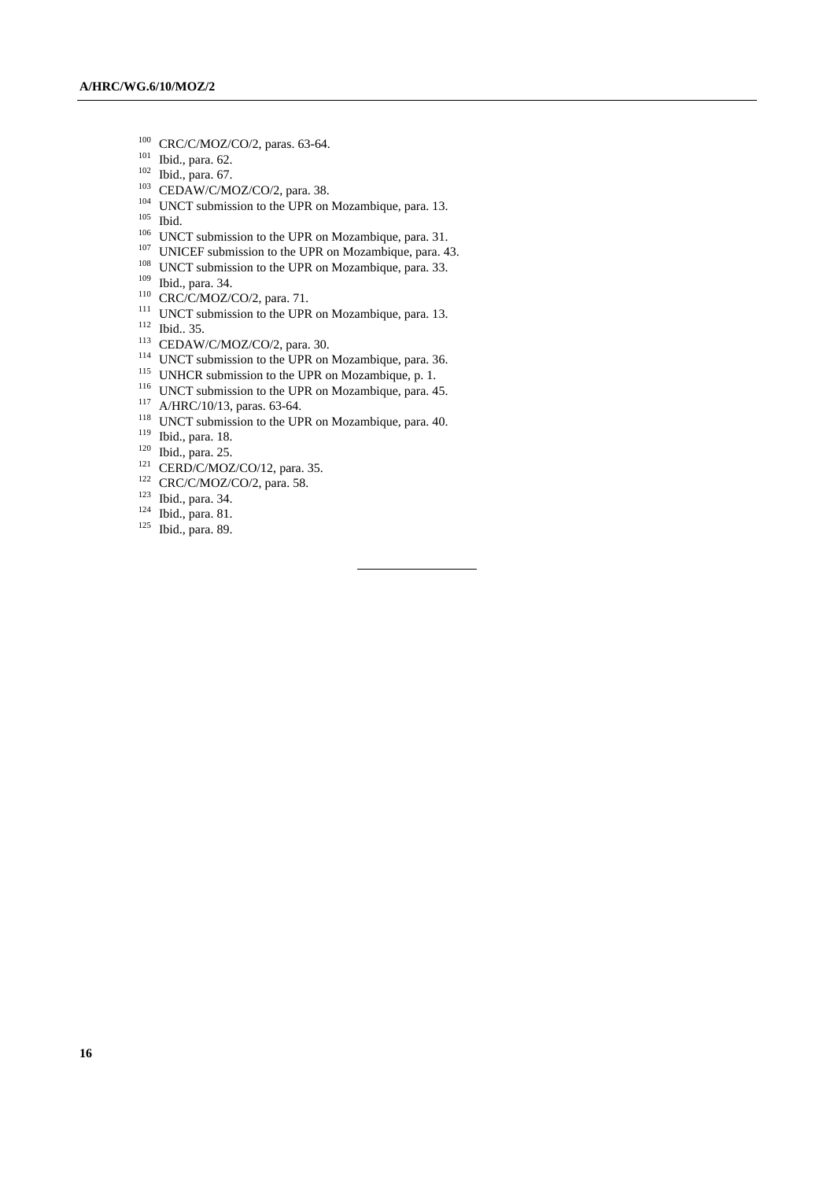[100] CRC/C/MOZ/CO/2, paras. 63-64.
[101] Ibid., para. 62.
[102] Ibid., para. 67.
[103] CEDAW/C/MOZ/CO/2, para. 38.
[104] UNCT submission to the UPR on Mozambique, para. 13.
[105] Ibid.
[106] UNCT submission to the UPR on Mozambique, para. 31.
[107] UNICEF submission to the UPR on Mozambique, para. 43.
[108] UNCT submission to the UPR on Mozambique, para. 33.
[109] Ibid., para. 34.
[110] CRC/C/MOZ/CO/2, para. 71.
[111] UNCT submission to the UPR on Mozambique, para. 13.
[112] Ibid.. 35.
[113] CEDAW/C/MOZ/CO/2, para. 30.
[114] UNCT submission to the UPR on Mozambique, para. 36.
[115] UNHCR submission to the UPR on Mozambique, p. 1.
[116] UNCT submission to the UPR on Mozambique, para. 45.
[117] A/HRC/10/13, paras. 63-64.
[118] UNCT submission to the UPR on Mozambique, para. 40.
[119] Ibid., para. 18.
[120] Ibid., para. 25.
[121] CERD/C/MOZ/CO/12, para. 35.
[122] CRC/C/MOZ/CO/2, para. 58.
[123] Ibid., para. 34.
[124] Ibid., para. 81.
[125] Ibid., para. 89.